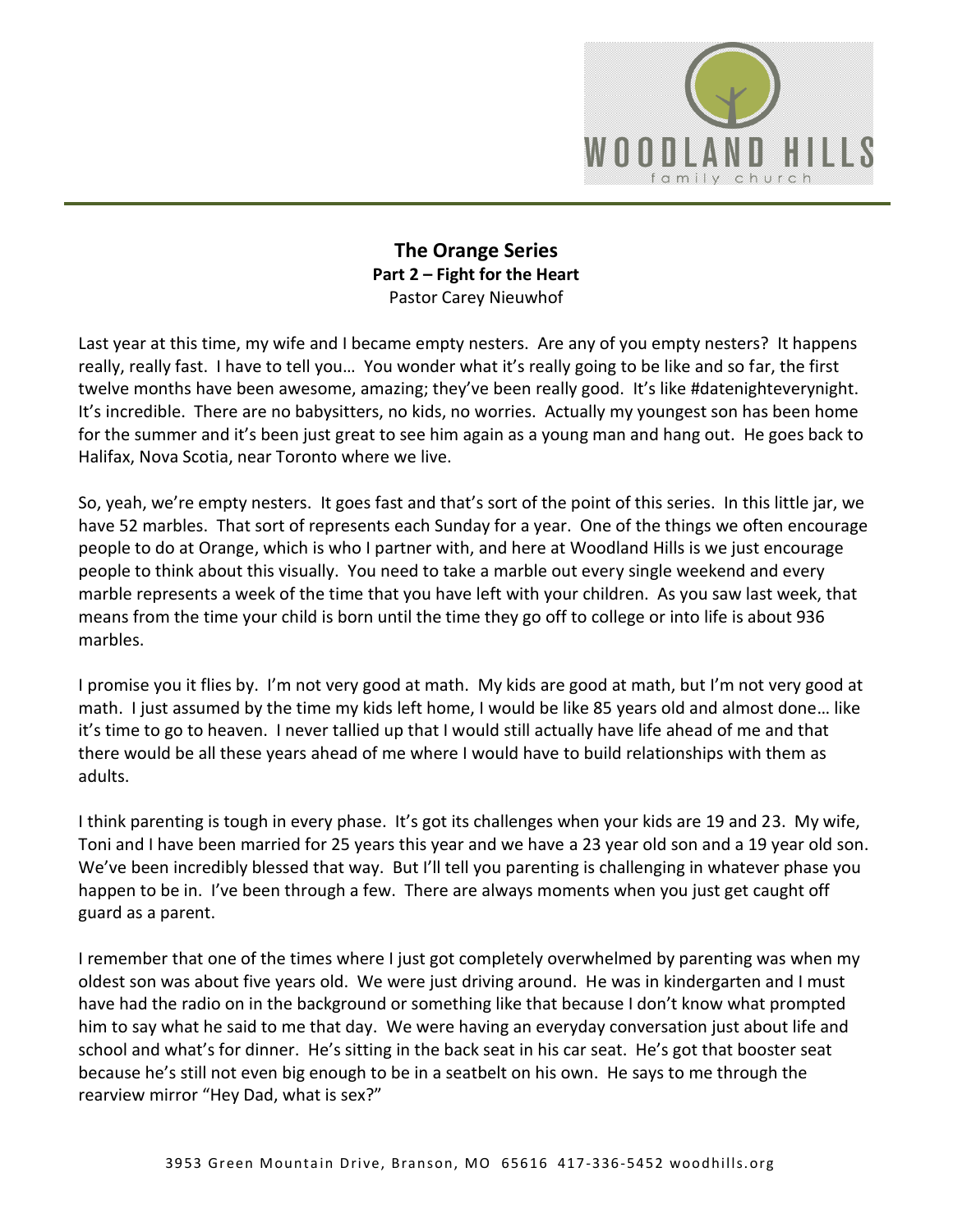# The Orange Series

## Part 2 – Fight for the Heart

Pastor Carey Nieuwhof

Last year at this time, my wife and I became empty nesters. Are any of you empty nesters? It happens really, really fast. I have to tell you… You wonder what it's really going to be like and so far, the first twelve months have been awesome, amazing; they've been really good. It's like #datenighteverynight. It's incredible. There are no babysitters, no kids, no worries. Actually my youngest son has been home for the summer and it's been just great to see him again as a young man and hang out. He goes back to Halifax, Nova Scotia, near Toronto where we live.

So, yeah, we're empty nesters. It goes fast and that's sort of the point of this series. In this little jar, we have 52 marbles. That sort of represents each Sunday for a year. One of the things we often encourage people to do at Orange, which is who I partner with, and here at Woodland Hills is we just encourage people to think about this visually. You need to take a marble out every single weekend and every marble represents a week of the time that you have left with your children. As you saw last week, that means from the time your child is born until the time they go off to college or into life is about 936 marbles.

I promise you it flies by. I'm not very good at math. My kids are good at math, but I'm not very good at math. I just assumed by the time my kids left home, I would be like 85 years old and almost done… like it's time to go to heaven. I never tallied up that I would still actually have life ahead of me and that there would be all these years ahead of me where I would have to build relationships with them as adults.

I think parenting is tough in every phase. It's got its challenges when your kids are 19 and 23. My wife, Toni and I have been married for 25 years this year and we have a 23 year old son and a 19 year old son. We've been incredibly blessed that way. But I'll tell you parenting is challenging in whatever phase you happen to be in. I've been through a few. There are always moments when you just get caught off guard as a parent.

I remember that one of the times where I just got completely overwhelmed by parenting was when my oldest son was about five years old. We were just driving around. He was in kindergarten and I must have had the radio on in the background or something like that because I don't know what prompted him to say what he said to me that day. We were having an everyday conversation just about life and school and what's for dinner. He's sitting in the back seat in his car seat. He's got that booster seat because he's still not even big enough to be in a seatbelt on his own. He says to me through the rearview mirror "Hey Dad, what is sex?"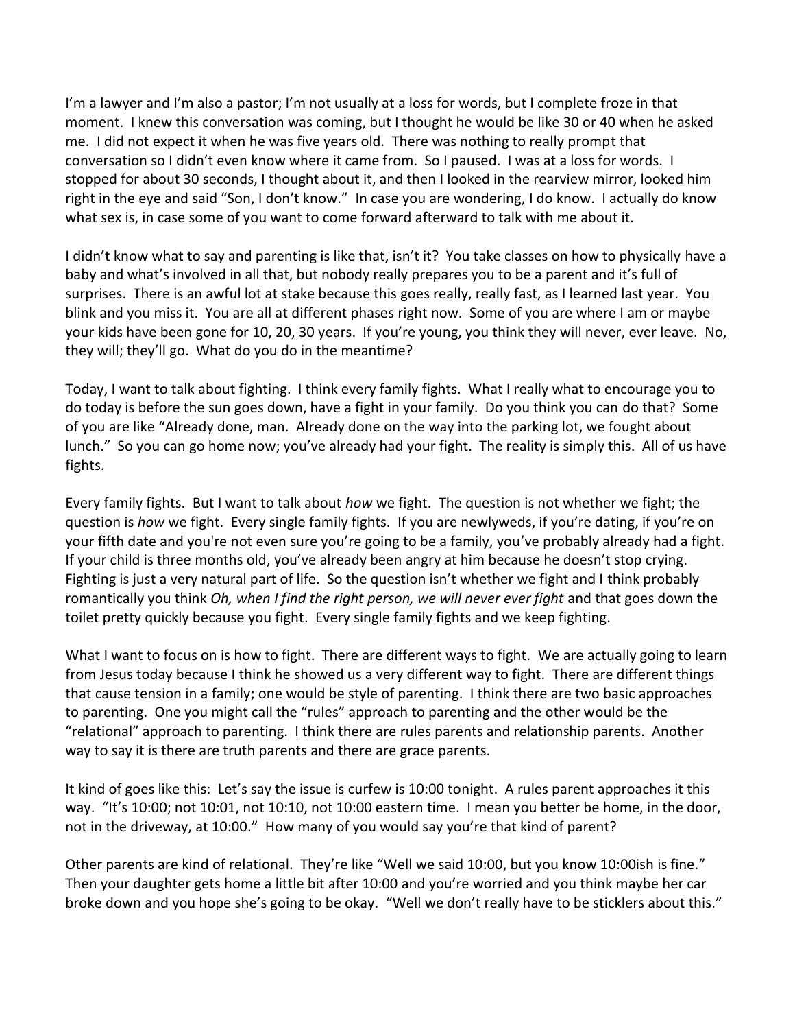I'm a lawyer and I'm also a pastor; I'm not usually at a loss for words, but I complete froze in that moment. I knew this conversation was coming, but I thought he would be like 30 or 40 when he asked me. I did not expect it when he was five years old. There was nothing to really prompt that conversation so I didn't even know where it came from. So I paused. I was at a loss for words. I stopped for about 30 seconds, I thought about it, and then I looked in the rearview mirror, looked him right in the eye and said "Son, I don't know." In case you are wondering, I do know. I actually do know what sex is, in case some of you want to come forward afterward to talk with me about it.

I didn't know what to say and parenting is like that, isn't it? You take classes on how to physically have a baby and what's involved in all that, but nobody really prepares you to be a parent and it's full of surprises. There is an awful lot at stake because this goes really, really fast, as I learned last year. You blink and you miss it. You are all at different phases right now. Some of you are where I am or maybe your kids have been gone for 10, 20, 30 years. If you're young, you think they will never, ever leave. No, they will; they'll go. What do you do in the meantime?

Today, I want to talk about fighting. I think every family fights. What I really what to encourage you to do today is before the sun goes down, have a fight in your family. Do you think you can do that? Some of you are like "Already done, man. Already done on the way into the parking lot, we fought about lunch." So you can go home now; you've already had your fight. The reality is simply this. All of us have fights.

Every family fights. But I want to talk about *how* we fight. The question is not whether we fight; the question is *how* we fight. Every single family fights. If you are newlyweds, if you're dating, if you're on your fifth date and you're not even sure you're going to be a family, you've probably already had a fight. If your child is three months old, you've already been angry at him because he doesn't stop crying. Fighting is just a very natural part of life. So the question isn't whether we fight and I think probably romantically you think *Oh, when I find the right person, we will never ever fight* and that goes down the toilet pretty quickly because you fight. Every single family fights and we keep fighting.

What I want to focus on is how to fight. There are different ways to fight. We are actually going to learn from Jesus today because I think he showed us a very different way to fight. There are different things that cause tension in a family; one would be style of parenting. I think there are two basic approaches to parenting. One you might call the "rules" approach to parenting and the other would be the "relational" approach to parenting. I think there are rules parents and relationship parents. Another way to say it is there are truth parents and there are grace parents.

It kind of goes like this: Let's say the issue is curfew is 10:00 tonight. A rules parent approaches it this way. "It's 10:00; not 10:01, not 10:10, not 10:00 eastern time. I mean you better be home, in the door, not in the driveway, at 10:00." How many of you would say you're that kind of parent?

Other parents are kind of relational. They're like "Well we said 10:00, but you know 10:00ish is fine." Then your daughter gets home a little bit after 10:00 and you're worried and you think maybe her car broke down and you hope she's going to be okay. "Well we don't really have to be sticklers about this."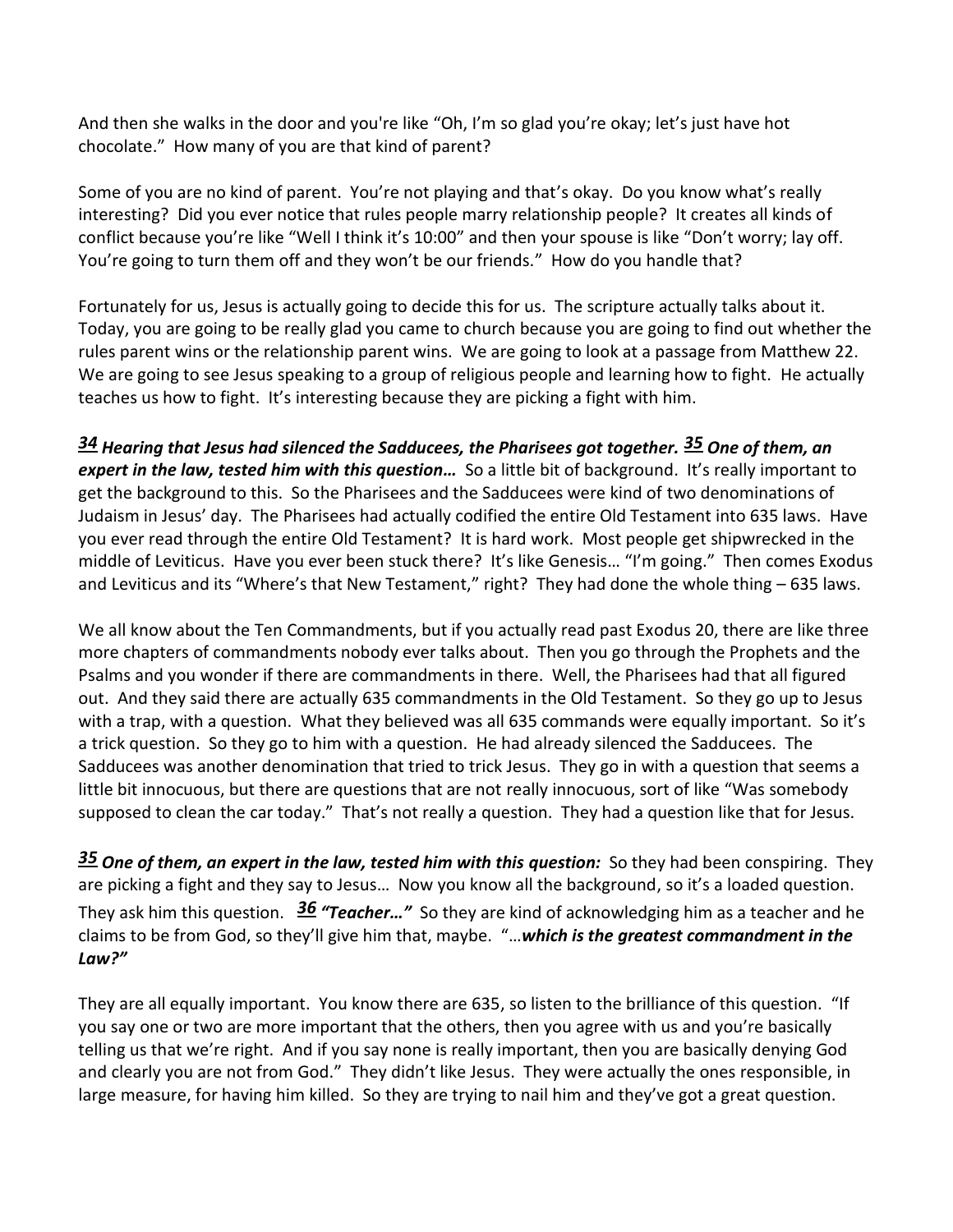And then she walks in the door and you're like "Oh, I'm so glad you're okay; let's just have hot chocolate." How many of you are that kind of parent?

Some of you are no kind of parent. You're not playing and that's okay. Do you know what's really interesting? Did you ever notice that rules people marry relationship people? It creates all kinds of conflict because you're like "Well I think it's 10:00" and then your spouse is like "Don't worry; lay off. You're going to turn them off and they won't be our friends." How do you handle that?

Fortunately for us, Jesus is actually going to decide this for us. The scripture actually talks about it. Today, you are going to be really glad you came to church because you are going to find out whether the rules parent wins or the relationship parent wins. We are going to look at a passage from Matthew 22. We are going to see Jesus speaking to a group of religious people and learning how to fight. He actually teaches us how to fight. It's interesting because they are picking a fight with him.

***34*** ***Hearing that Jesus had silenced the Sadducees, the Pharisees got together.*** ***35*** ***One of them, an expert in the law, tested him with this question…*** So a little bit of background. It's really important to get the background to this. So the Pharisees and the Sadducees were kind of two denominations of Judaism in Jesus' day. The Pharisees had actually codified the entire Old Testament into 635 laws. Have you ever read through the entire Old Testament? It is hard work. Most people get shipwrecked in the middle of Leviticus. Have you ever been stuck there? It's like Genesis… "I'm going." Then comes Exodus and Leviticus and its "Where's that New Testament," right? They had done the whole thing – 635 laws.

We all know about the Ten Commandments, but if you actually read past Exodus 20, there are like three more chapters of commandments nobody ever talks about. Then you go through the Prophets and the Psalms and you wonder if there are commandments in there. Well, the Pharisees had that all figured out. And they said there are actually 635 commandments in the Old Testament. So they go up to Jesus with a trap, with a question. What they believed was all 635 commands were equally important. So it's a trick question. So they go to him with a question. He had already silenced the Sadducees. The Sadducees was another denomination that tried to trick Jesus. They go in with a question that seems a little bit innocuous, but there are questions that are not really innocuous, sort of like "Was somebody supposed to clean the car today." That's not really a question. They had a question like that for Jesus.

***35*** ***One of them, an expert in the law, tested him with this question:*** So they had been conspiring. They are picking a fight and they say to Jesus… Now you know all the background, so it's a loaded question. They ask him this question. ***36*** ***"Teacher…"*** So they are kind of acknowledging him as a teacher and he claims to be from God, so they'll give him that, maybe. "…***which is the greatest commandment in the Law?"***

They are all equally important. You know there are 635, so listen to the brilliance of this question. "If you say one or two are more important that the others, then you agree with us and you're basically telling us that we're right. And if you say none is really important, then you are basically denying God and clearly you are not from God." They didn't like Jesus. They were actually the ones responsible, in large measure, for having him killed. So they are trying to nail him and they've got a great question.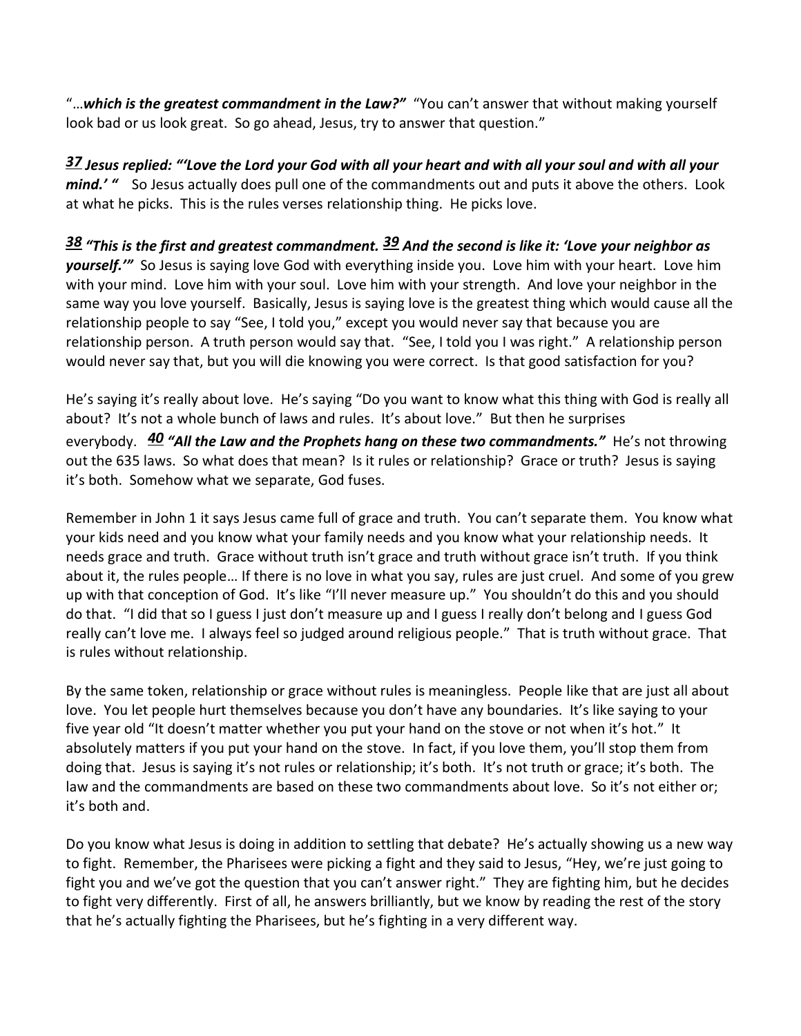"…***which is the greatest commandment in the Law?"*** "You can't answer that without making yourself look bad or us look great. So go ahead, Jesus, try to answer that question."

***37 Jesus replied: "'Love the Lord your God with all your heart and with all your soul and with all your mind.' "*** So Jesus actually does pull one of the commandments out and puts it above the others. Look at what he picks. This is the rules verses relationship thing. He picks love.

***38 "This is the first and greatest commandment. 39 And the second is like it: 'Love your neighbor as yourself.'"*** So Jesus is saying love God with everything inside you. Love him with your heart. Love him with your mind. Love him with your soul. Love him with your strength. And love your neighbor in the same way you love yourself. Basically, Jesus is saying love is the greatest thing which would cause all the relationship people to say "See, I told you," except you would never say that because you are relationship person. A truth person would say that. "See, I told you I was right." A relationship person would never say that, but you will die knowing you were correct. Is that good satisfaction for you?

He's saying it's really about love. He's saying "Do you want to know what this thing with God is really all about? It's not a whole bunch of laws and rules. It's about love." But then he surprises everybody. ***40 "All the Law and the Prophets hang on these two commandments."*** He's not throwing out the 635 laws. So what does that mean? Is it rules or relationship? Grace or truth? Jesus is saying it's both. Somehow what we separate, God fuses.

Remember in John 1 it says Jesus came full of grace and truth. You can't separate them. You know what your kids need and you know what your family needs and you know what your relationship needs. It needs grace and truth. Grace without truth isn't grace and truth without grace isn't truth. If you think about it, the rules people… If there is no love in what you say, rules are just cruel. And some of you grew up with that conception of God. It's like "I'll never measure up." You shouldn't do this and you should do that. "I did that so I guess I just don't measure up and I guess I really don't belong and I guess God really can't love me. I always feel so judged around religious people." That is truth without grace. That is rules without relationship.

By the same token, relationship or grace without rules is meaningless. People like that are just all about love. You let people hurt themselves because you don't have any boundaries. It's like saying to your five year old "It doesn't matter whether you put your hand on the stove or not when it's hot." It absolutely matters if you put your hand on the stove. In fact, if you love them, you'll stop them from doing that. Jesus is saying it's not rules or relationship; it's both. It's not truth or grace; it's both. The law and the commandments are based on these two commandments about love. So it's not either or; it's both and.

Do you know what Jesus is doing in addition to settling that debate? He's actually showing us a new way to fight. Remember, the Pharisees were picking a fight and they said to Jesus, "Hey, we're just going to fight you and we've got the question that you can't answer right." They are fighting him, but he decides to fight very differently. First of all, he answers brilliantly, but we know by reading the rest of the story that he's actually fighting the Pharisees, but he's fighting in a very different way.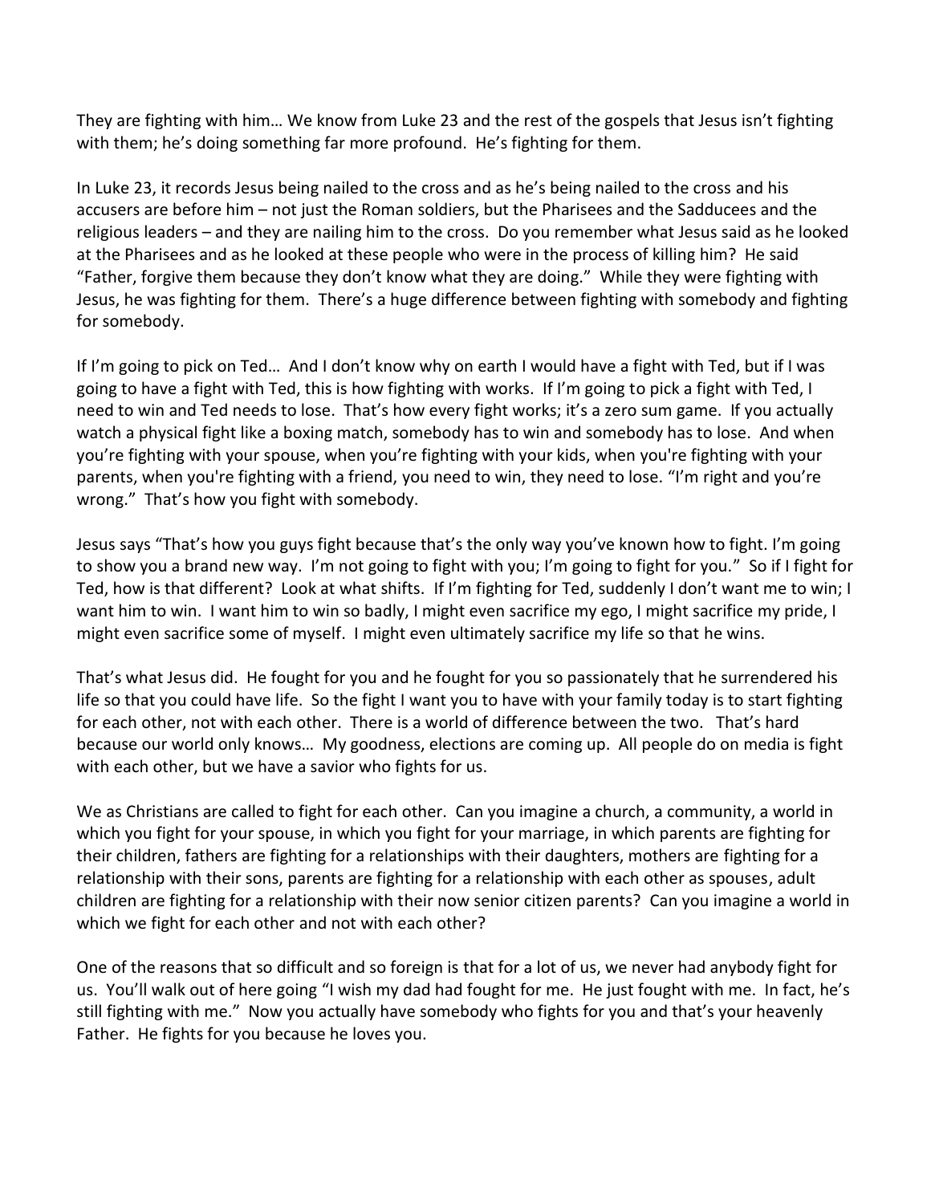They are fighting with him… We know from Luke 23 and the rest of the gospels that Jesus isn't fighting with them; he's doing something far more profound. He's fighting for them.

In Luke 23, it records Jesus being nailed to the cross and as he's being nailed to the cross and his accusers are before him – not just the Roman soldiers, but the Pharisees and the Sadducees and the religious leaders – and they are nailing him to the cross. Do you remember what Jesus said as he looked at the Pharisees and as he looked at these people who were in the process of killing him? He said "Father, forgive them because they don't know what they are doing." While they were fighting with Jesus, he was fighting for them. There's a huge difference between fighting with somebody and fighting for somebody.

If I'm going to pick on Ted… And I don't know why on earth I would have a fight with Ted, but if I was going to have a fight with Ted, this is how fighting with works. If I'm going to pick a fight with Ted, I need to win and Ted needs to lose. That's how every fight works; it's a zero sum game. If you actually watch a physical fight like a boxing match, somebody has to win and somebody has to lose. And when you're fighting with your spouse, when you're fighting with your kids, when you're fighting with your parents, when you're fighting with a friend, you need to win, they need to lose. "I'm right and you're wrong." That's how you fight with somebody.

Jesus says "That's how you guys fight because that's the only way you've known how to fight. I'm going to show you a brand new way. I'm not going to fight with you; I'm going to fight for you." So if I fight for Ted, how is that different? Look at what shifts. If I'm fighting for Ted, suddenly I don't want me to win; I want him to win. I want him to win so badly, I might even sacrifice my ego, I might sacrifice my pride, I might even sacrifice some of myself. I might even ultimately sacrifice my life so that he wins.

That's what Jesus did. He fought for you and he fought for you so passionately that he surrendered his life so that you could have life. So the fight I want you to have with your family today is to start fighting for each other, not with each other. There is a world of difference between the two. That's hard because our world only knows… My goodness, elections are coming up. All people do on media is fight with each other, but we have a savior who fights for us.

We as Christians are called to fight for each other. Can you imagine a church, a community, a world in which you fight for your spouse, in which you fight for your marriage, in which parents are fighting for their children, fathers are fighting for a relationships with their daughters, mothers are fighting for a relationship with their sons, parents are fighting for a relationship with each other as spouses, adult children are fighting for a relationship with their now senior citizen parents? Can you imagine a world in which we fight for each other and not with each other?

One of the reasons that so difficult and so foreign is that for a lot of us, we never had anybody fight for us. You'll walk out of here going "I wish my dad had fought for me. He just fought with me. In fact, he's still fighting with me." Now you actually have somebody who fights for you and that's your heavenly Father. He fights for you because he loves you.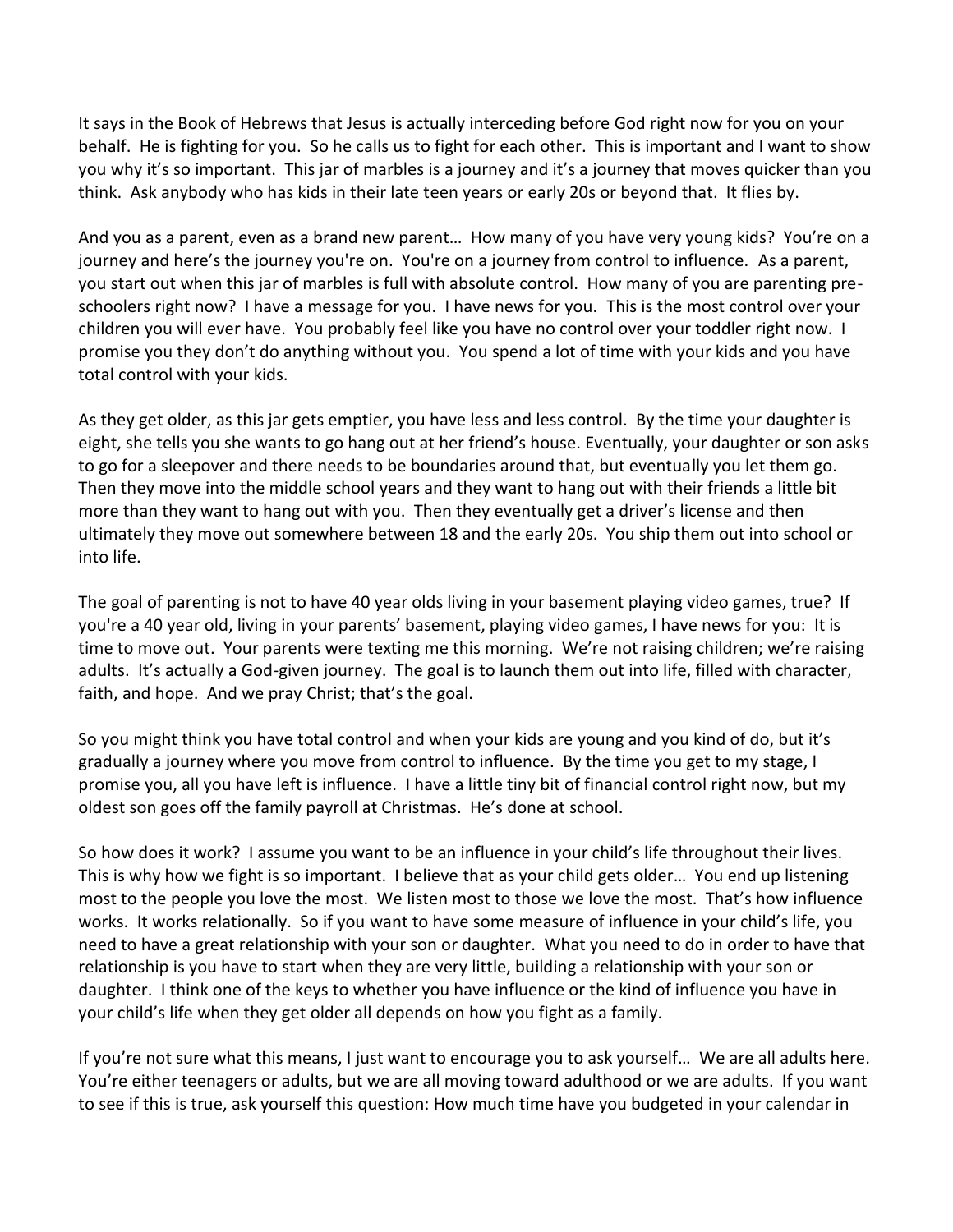It says in the Book of Hebrews that Jesus is actually interceding before God right now for you on your behalf. He is fighting for you. So he calls us to fight for each other. This is important and I want to show you why it's so important. This jar of marbles is a journey and it's a journey that moves quicker than you think. Ask anybody who has kids in their late teen years or early 20s or beyond that. It flies by.

And you as a parent, even as a brand new parent… How many of you have very young kids? You're on a journey and here's the journey you're on. You're on a journey from control to influence. As a parent, you start out when this jar of marbles is full with absolute control. How many of you are parenting pre-schoolers right now? I have a message for you. I have news for you. This is the most control over your children you will ever have. You probably feel like you have no control over your toddler right now. I promise you they don't do anything without you. You spend a lot of time with your kids and you have total control with your kids.

As they get older, as this jar gets emptier, you have less and less control. By the time your daughter is eight, she tells you she wants to go hang out at her friend's house. Eventually, your daughter or son asks to go for a sleepover and there needs to be boundaries around that, but eventually you let them go. Then they move into the middle school years and they want to hang out with their friends a little bit more than they want to hang out with you. Then they eventually get a driver's license and then ultimately they move out somewhere between 18 and the early 20s. You ship them out into school or into life.

The goal of parenting is not to have 40 year olds living in your basement playing video games, true? If you're a 40 year old, living in your parents' basement, playing video games, I have news for you: It is time to move out. Your parents were texting me this morning. We're not raising children; we're raising adults. It's actually a God-given journey. The goal is to launch them out into life, filled with character, faith, and hope. And we pray Christ; that's the goal.

So you might think you have total control and when your kids are young and you kind of do, but it's gradually a journey where you move from control to influence. By the time you get to my stage, I promise you, all you have left is influence. I have a little tiny bit of financial control right now, but my oldest son goes off the family payroll at Christmas. He's done at school.

So how does it work? I assume you want to be an influence in your child's life throughout their lives. This is why how we fight is so important. I believe that as your child gets older… You end up listening most to the people you love the most. We listen most to those we love the most. That's how influence works. It works relationally. So if you want to have some measure of influence in your child's life, you need to have a great relationship with your son or daughter. What you need to do in order to have that relationship is you have to start when they are very little, building a relationship with your son or daughter. I think one of the keys to whether you have influence or the kind of influence you have in your child's life when they get older all depends on how you fight as a family.

If you're not sure what this means, I just want to encourage you to ask yourself… We are all adults here. You're either teenagers or adults, but we are all moving toward adulthood or we are adults. If you want to see if this is true, ask yourself this question: How much time have you budgeted in your calendar in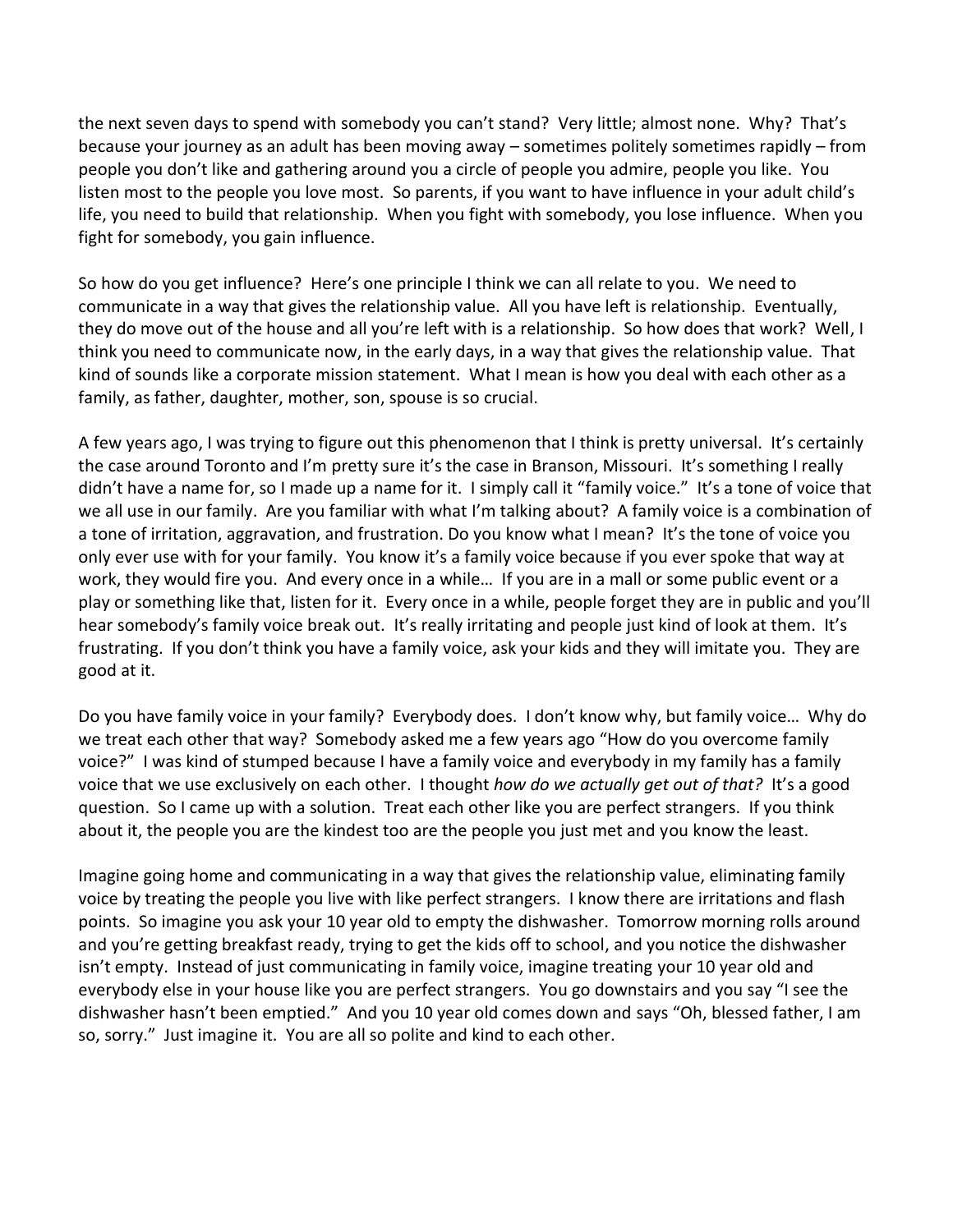the next seven days to spend with somebody you can't stand? Very little; almost none. Why? That's because your journey as an adult has been moving away – sometimes politely sometimes rapidly – from people you don't like and gathering around you a circle of people you admire, people you like. You listen most to the people you love most. So parents, if you want to have influence in your adult child's life, you need to build that relationship. When you fight with somebody, you lose influence. When you fight for somebody, you gain influence.

So how do you get influence? Here's one principle I think we can all relate to you. We need to communicate in a way that gives the relationship value. All you have left is relationship. Eventually, they do move out of the house and all you're left with is a relationship. So how does that work? Well, I think you need to communicate now, in the early days, in a way that gives the relationship value. That kind of sounds like a corporate mission statement. What I mean is how you deal with each other as a family, as father, daughter, mother, son, spouse is so crucial.

A few years ago, I was trying to figure out this phenomenon that I think is pretty universal. It's certainly the case around Toronto and I'm pretty sure it's the case in Branson, Missouri. It's something I really didn't have a name for, so I made up a name for it. I simply call it "family voice." It's a tone of voice that we all use in our family. Are you familiar with what I'm talking about? A family voice is a combination of a tone of irritation, aggravation, and frustration. Do you know what I mean? It's the tone of voice you only ever use with for your family. You know it's a family voice because if you ever spoke that way at work, they would fire you. And every once in a while… If you are in a mall or some public event or a play or something like that, listen for it. Every once in a while, people forget they are in public and you'll hear somebody's family voice break out. It's really irritating and people just kind of look at them. It's frustrating. If you don't think you have a family voice, ask your kids and they will imitate you. They are good at it.

Do you have family voice in your family? Everybody does. I don't know why, but family voice… Why do we treat each other that way? Somebody asked me a few years ago "How do you overcome family voice?" I was kind of stumped because I have a family voice and everybody in my family has a family voice that we use exclusively on each other. I thought *how do we actually get out of that?* It's a good question. So I came up with a solution. Treat each other like you are perfect strangers. If you think about it, the people you are the kindest too are the people you just met and you know the least.

Imagine going home and communicating in a way that gives the relationship value, eliminating family voice by treating the people you live with like perfect strangers. I know there are irritations and flash points. So imagine you ask your 10 year old to empty the dishwasher. Tomorrow morning rolls around and you're getting breakfast ready, trying to get the kids off to school, and you notice the dishwasher isn't empty. Instead of just communicating in family voice, imagine treating your 10 year old and everybody else in your house like you are perfect strangers. You go downstairs and you say "I see the dishwasher hasn't been emptied." And you 10 year old comes down and says "Oh, blessed father, I am so, sorry." Just imagine it. You are all so polite and kind to each other.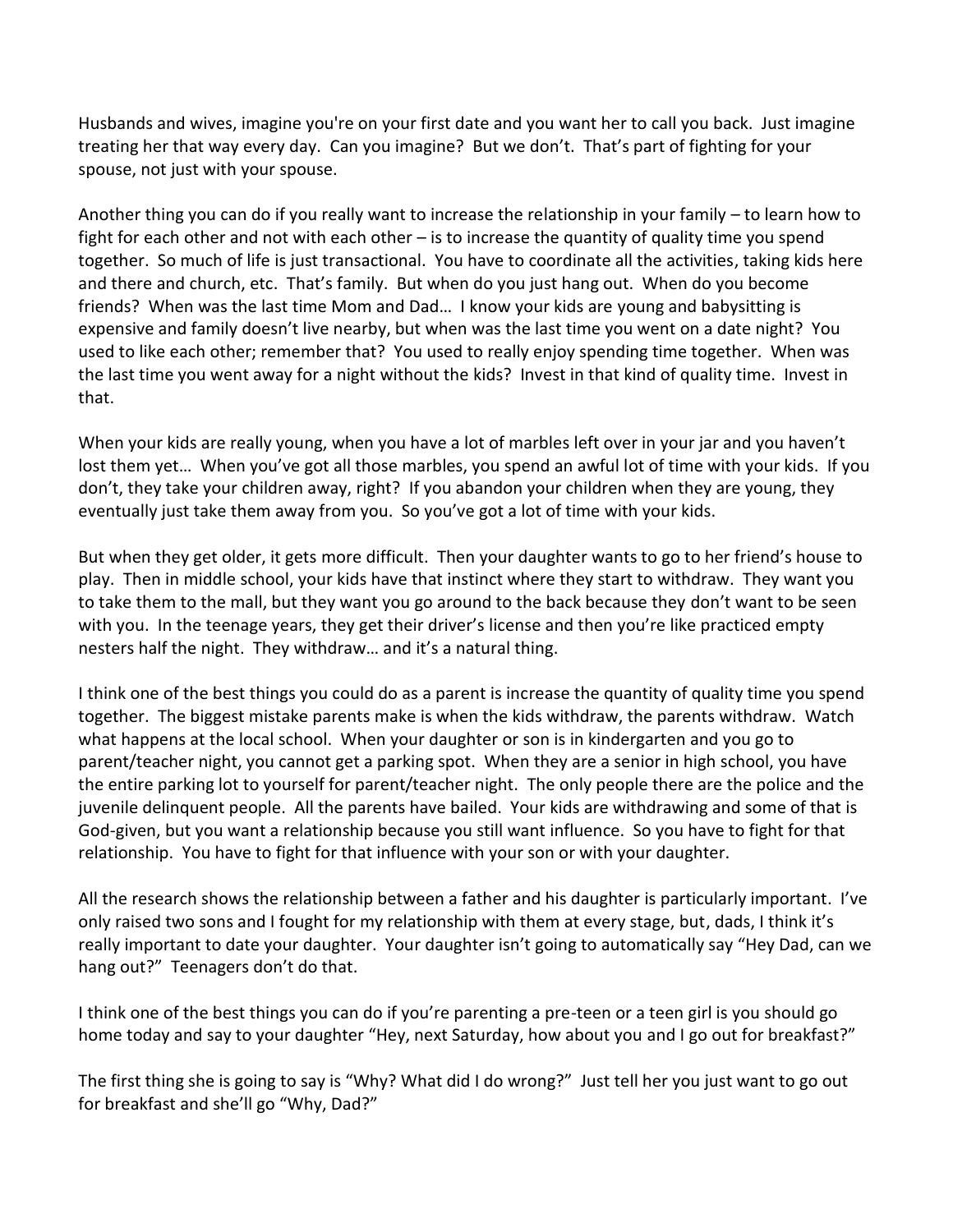Husbands and wives, imagine you're on your first date and you want her to call you back. Just imagine treating her that way every day. Can you imagine? But we don't. That's part of fighting for your spouse, not just with your spouse.

Another thing you can do if you really want to increase the relationship in your family – to learn how to fight for each other and not with each other – is to increase the quantity of quality time you spend together. So much of life is just transactional. You have to coordinate all the activities, taking kids here and there and church, etc. That's family. But when do you just hang out. When do you become friends? When was the last time Mom and Dad… I know your kids are young and babysitting is expensive and family doesn't live nearby, but when was the last time you went on a date night? You used to like each other; remember that? You used to really enjoy spending time together. When was the last time you went away for a night without the kids? Invest in that kind of quality time. Invest in that.

When your kids are really young, when you have a lot of marbles left over in your jar and you haven't lost them yet… When you've got all those marbles, you spend an awful lot of time with your kids. If you don't, they take your children away, right? If you abandon your children when they are young, they eventually just take them away from you. So you've got a lot of time with your kids.

But when they get older, it gets more difficult. Then your daughter wants to go to her friend's house to play. Then in middle school, your kids have that instinct where they start to withdraw. They want you to take them to the mall, but they want you go around to the back because they don't want to be seen with you. In the teenage years, they get their driver's license and then you're like practiced empty nesters half the night. They withdraw… and it's a natural thing.

I think one of the best things you could do as a parent is increase the quantity of quality time you spend together. The biggest mistake parents make is when the kids withdraw, the parents withdraw. Watch what happens at the local school. When your daughter or son is in kindergarten and you go to parent/teacher night, you cannot get a parking spot. When they are a senior in high school, you have the entire parking lot to yourself for parent/teacher night. The only people there are the police and the juvenile delinquent people. All the parents have bailed. Your kids are withdrawing and some of that is God-given, but you want a relationship because you still want influence. So you have to fight for that relationship. You have to fight for that influence with your son or with your daughter.

All the research shows the relationship between a father and his daughter is particularly important. I've only raised two sons and I fought for my relationship with them at every stage, but, dads, I think it's really important to date your daughter. Your daughter isn't going to automatically say "Hey Dad, can we hang out?" Teenagers don't do that.

I think one of the best things you can do if you're parenting a pre-teen or a teen girl is you should go home today and say to your daughter "Hey, next Saturday, how about you and I go out for breakfast?"

The first thing she is going to say is "Why? What did I do wrong?" Just tell her you just want to go out for breakfast and she'll go "Why, Dad?"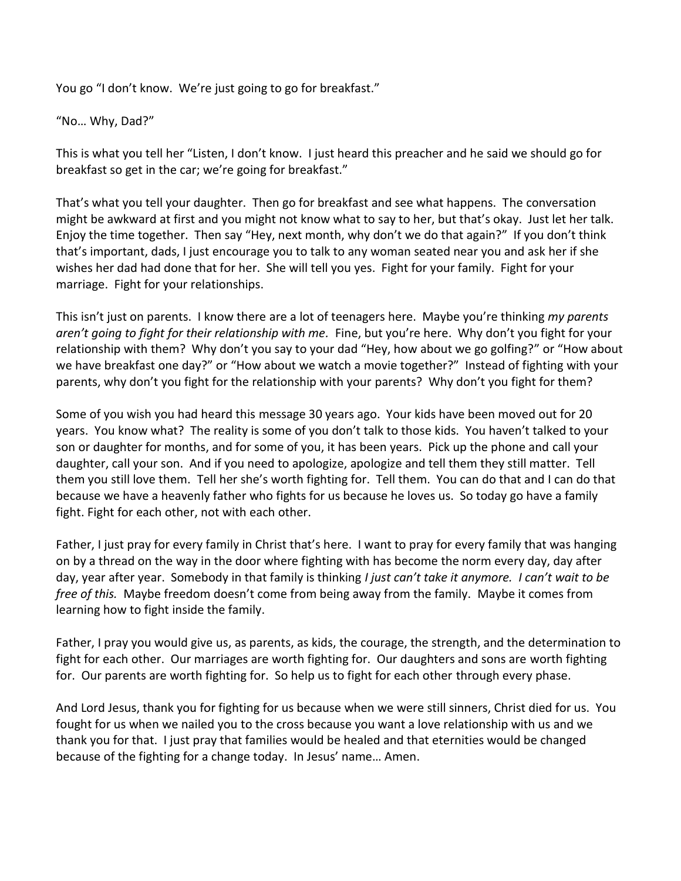You go “I don’t know. We’re just going to go for breakfast.”

“No… Why, Dad?”

This is what you tell her “Listen, I don’t know. I just heard this preacher and he said we should go for breakfast so get in the car; we’re going for breakfast.”

That’s what you tell your daughter. Then go for breakfast and see what happens. The conversation might be awkward at first and you might not know what to say to her, but that’s okay. Just let her talk. Enjoy the time together. Then say “Hey, next month, why don’t we do that again?” If you don’t think that’s important, dads, I just encourage you to talk to any woman seated near you and ask her if she wishes her dad had done that for her. She will tell you yes. Fight for your family. Fight for your marriage. Fight for your relationships.

This isn’t just on parents. I know there are a lot of teenagers here. Maybe you’re thinking *my parents aren’t going to fight for their relationship with me*. Fine, but you’re here. Why don’t you fight for your relationship with them? Why don’t you say to your dad “Hey, how about we go golfing?” or “How about we have breakfast one day?” or “How about we watch a movie together?” Instead of fighting with your parents, why don’t you fight for the relationship with your parents? Why don’t you fight for them?

Some of you wish you had heard this message 30 years ago. Your kids have been moved out for 20 years. You know what? The reality is some of you don’t talk to those kids. You haven’t talked to your son or daughter for months, and for some of you, it has been years. Pick up the phone and call your daughter, call your son. And if you need to apologize, apologize and tell them they still matter. Tell them you still love them. Tell her she’s worth fighting for. Tell them. You can do that and I can do that because we have a heavenly father who fights for us because he loves us. So today go have a family fight. Fight for each other, not with each other.

Father, I just pray for every family in Christ that’s here. I want to pray for every family that was hanging on by a thread on the way in the door where fighting with has become the norm every day, day after day, year after year. Somebody in that family is thinking *I just can’t take it anymore. I can’t wait to be free of this.* Maybe freedom doesn’t come from being away from the family. Maybe it comes from learning how to fight inside the family.

Father, I pray you would give us, as parents, as kids, the courage, the strength, and the determination to fight for each other. Our marriages are worth fighting for. Our daughters and sons are worth fighting for. Our parents are worth fighting for. So help us to fight for each other through every phase.

And Lord Jesus, thank you for fighting for us because when we were still sinners, Christ died for us. You fought for us when we nailed you to the cross because you want a love relationship with us and we thank you for that. I just pray that families would be healed and that eternities would be changed because of the fighting for a change today. In Jesus’ name… Amen.